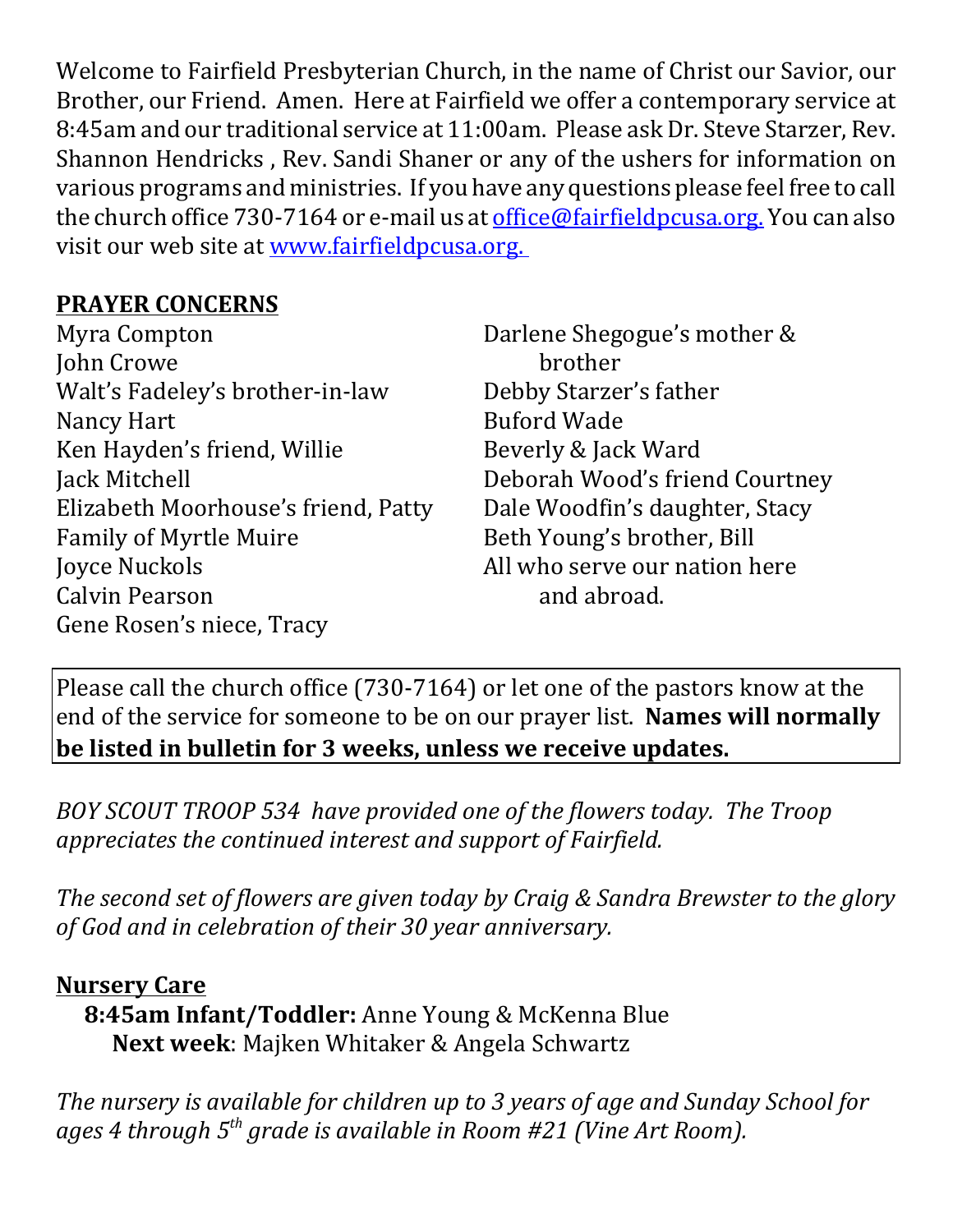Welcome to Fairfield Presbyterian Church, in the name of Christ our Savior, our Brother, our Friend. Amen. Here at Fairfield we offer a contemporary service at 8:45am and our traditional service at 11:00am. Please ask Dr. Steve Starzer, Rev. Shannon Hendricks , Rev. Sandi Shaner or any of the ushers for information on various programs and ministries. If you have any questions please feel free to call the church office 730-7164 or e-mail us at [office@fairfieldpcusa.org.](mailto:office@fairfieldpcusa.org) You can also visit our web site at [www.fairfieldpcusa.org.](http://www.fairfieldpcusa.org)

**PRAYER CONCERNS**

Myra Compton
John Crowe
Walt's Fadeley's brother-in-law
Nancy Hart
Ken Hayden's friend, Willie
Jack Mitchell
Elizabeth Moorhouse's friend, Patty
Family of Myrtle Muire
Joyce Nuckols
Calvin Pearson
Gene Rosen's niece, Tracy
Darlene Shegogue's mother & brother
Debby Starzer's father
Buford Wade
Beverly & Jack Ward
Deborah Wood's friend Courtney
Dale Woodfin's daughter, Stacy
Beth Young's brother, Bill
All who serve our nation here and abroad.

Please call the church office (730-7164) or let one of the pastors know at the end of the service for someone to be on our prayer list. **Names will normally be listed in bulletin for 3 weeks, unless we receive updates.**

*BOY SCOUT TROOP 534 have provided one of the flowers today. The Troop appreciates the continued interest and support of Fairfield.*

*The second set of flowers are given today by Craig & Sandra Brewster to the glory of God and in celebration of their 30 year anniversary.*

**Nursery Care**

**8:45am Infant/Toddler:** Anne Young & McKenna Blue
**Next week**: Majken Whitaker & Angela Schwartz

*The nursery is available for children up to 3 years of age and Sunday School for ages 4 through 5th grade is available in Room #21 (Vine Art Room).*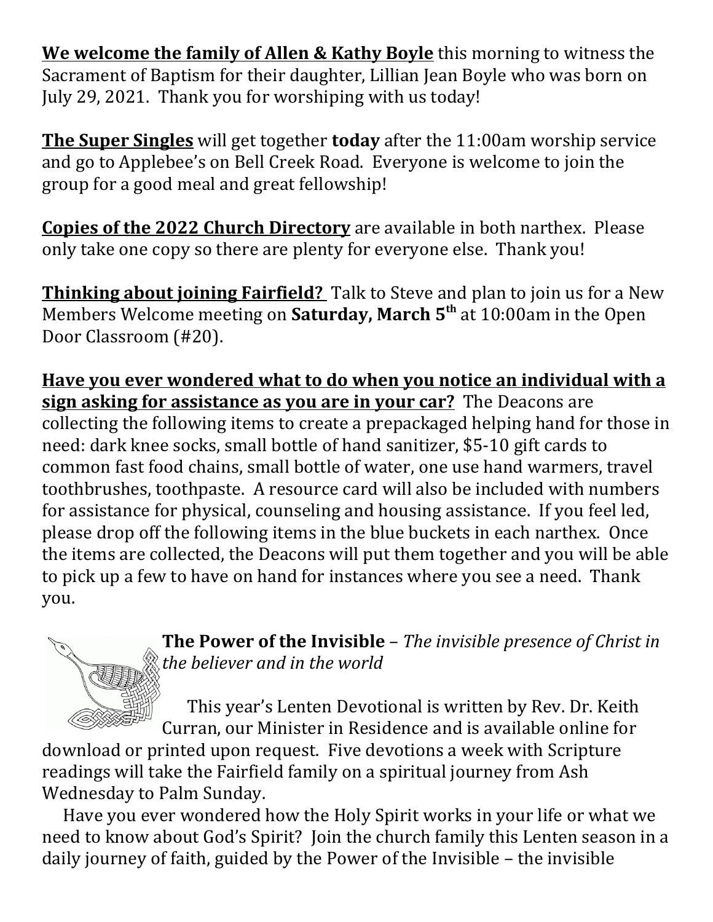**We welcome the family of Allen & Kathy Boyle** this morning to witness the Sacrament of Baptism for their daughter, Lillian Jean Boyle who was born on July 29, 2021. Thank you for worshiping with us today!

**The Super Singles** will get together **today** after the 11:00am worship service and go to Applebee's on Bell Creek Road. Everyone is welcome to join the group for a good meal and great fellowship!

**Copies of the 2022 Church Directory** are available in both narthex. Please only take one copy so there are plenty for everyone else. Thank you!

**Thinking about joining Fairfield?** Talk to Steve and plan to join us for a New Members Welcome meeting on **Saturday, March 5th** at 10:00am in the Open Door Classroom (#20).

**Have you ever wondered what to do when you notice an individual with a sign asking for assistance as you are in your car?** The Deacons are collecting the following items to create a prepackaged helping hand for those in need: dark knee socks, small bottle of hand sanitizer, $5-10 gift cards to common fast food chains, small bottle of water, one use hand warmers, travel toothbrushes, toothpaste. A resource card will also be included with numbers for assistance for physical, counseling and housing assistance. If you feel led, please drop off the following items in the blue buckets in each narthex. Once the items are collected, the Deacons will put them together and you will be able to pick up a few to have on hand for instances where you see a need. Thank you.

**The Power of the Invisible** – *The invisible presence of Christ in the believer and in the world*

This year's Lenten Devotional is written by Rev. Dr. Keith Curran, our Minister in Residence and is available online for download or printed upon request. Five devotions a week with Scripture readings will take the Fairfield family on a spiritual journey from Ash Wednesday to Palm Sunday.

Have you ever wondered how the Holy Spirit works in your life or what we need to know about God's Spirit? Join the church family this Lenten season in a daily journey of faith, guided by the Power of the Invisible – the invisible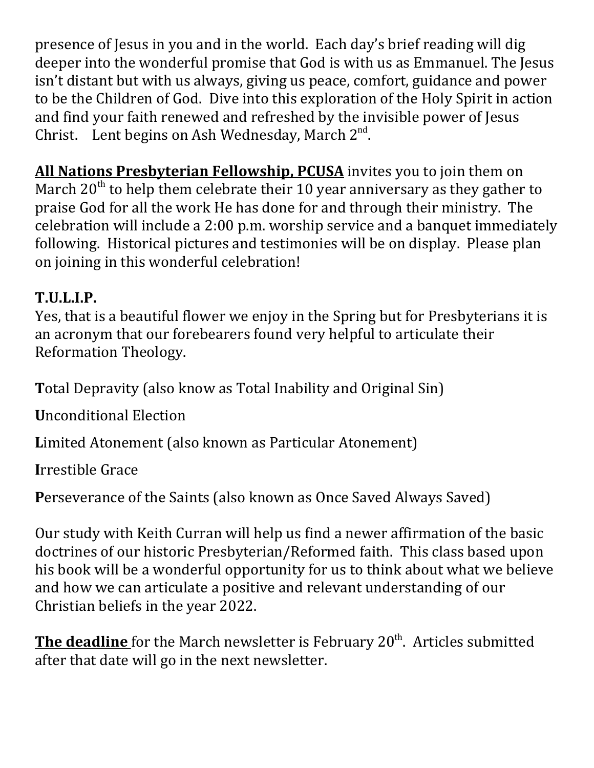presence of Jesus in you and in the world. Each day's brief reading will dig deeper into the wonderful promise that God is with us as Emmanuel. The Jesus isn't distant but with us always, giving us peace, comfort, guidance and power to be the Children of God. Dive into this exploration of the Holy Spirit in action and find your faith renewed and refreshed by the invisible power of Jesus Christ. Lent begins on Ash Wednesday, March 2nd.

**All Nations Presbyterian Fellowship, PCUSA** invites you to join them on March 20th to help them celebrate their 10 year anniversary as they gather to praise God for all the work He has done for and through their ministry. The celebration will include a 2:00 p.m. worship service and a banquet immediately following. Historical pictures and testimonies will be on display. Please plan on joining in this wonderful celebration!

**T.U.L.I.P.**

Yes, that is a beautiful flower we enjoy in the Spring but for Presbyterians it is an acronym that our forebearers found very helpful to articulate their Reformation Theology.

**T**otal Depravity (also know as Total Inability and Original Sin)

**U**nconditional Election

**L**imited Atonement (also known as Particular Atonement)

**I**rrestible Grace

**P**erseverance of the Saints (also known as Once Saved Always Saved)

Our study with Keith Curran will help us find a newer affirmation of the basic doctrines of our historic Presbyterian/Reformed faith. This class based upon his book will be a wonderful opportunity for us to think about what we believe and how we can articulate a positive and relevant understanding of our Christian beliefs in the year 2022.

**The deadline** for the March newsletter is February 20th. Articles submitted after that date will go in the next newsletter.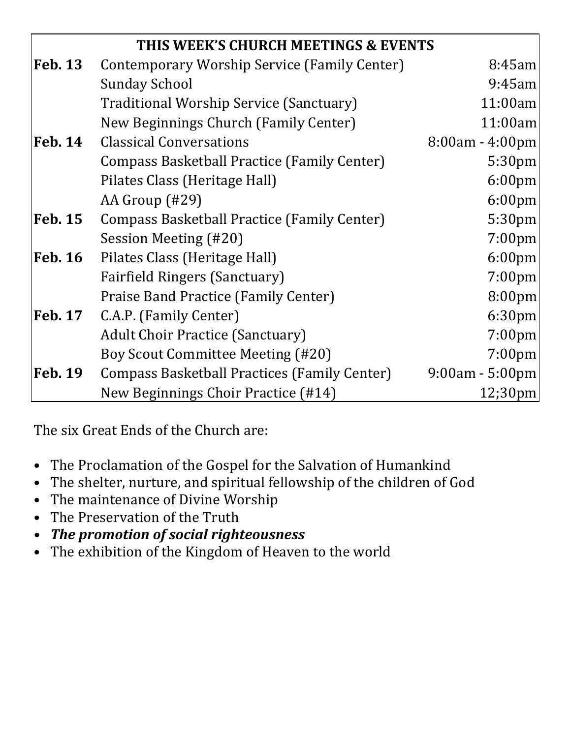| THIS WEEK'S CHURCH MEETINGS & EVENTS | | |
|---|---|---|
| **Feb. 13** | Contemporary Worship Service (Family Center) | 8:45am |
| | Sunday School | 9:45am |
| | Traditional Worship Service (Sanctuary) | 11:00am |
| | New Beginnings Church (Family Center) | 11:00am |
| **Feb. 14** | Classical Conversations | 8:00am - 4:00pm |
| | Compass Basketball Practice (Family Center) | 5:30pm |
| | Pilates Class (Heritage Hall) | 6:00pm |
| | AA Group (#29) | 6:00pm |
| **Feb. 15** | Compass Basketball Practice (Family Center) | 5:30pm |
| | Session Meeting (#20) | 7:00pm |
| **Feb. 16** | Pilates Class (Heritage Hall) | 6:00pm |
| | Fairfield Ringers (Sanctuary) | 7:00pm |
| | Praise Band Practice (Family Center) | 8:00pm |
| **Feb. 17** | C.A.P. (Family Center) | 6:30pm |
| | Adult Choir Practice (Sanctuary) | 7:00pm |
| | Boy Scout Committee Meeting (#20) | 7:00pm |
| **Feb. 19** | Compass Basketball Practices (Family Center) | 9:00am - 5:00pm |
| | New Beginnings Choir Practice (#14) | 12;30pm |

The six Great Ends of the Church are:

- The Proclamation of the Gospel for the Salvation of Humankind
- The shelter, nurture, and spiritual fellowship of the children of God
- The maintenance of Divine Worship
- The Preservation of the Truth
- ***The promotion of social righteousness***
- The exhibition of the Kingdom of Heaven to the world